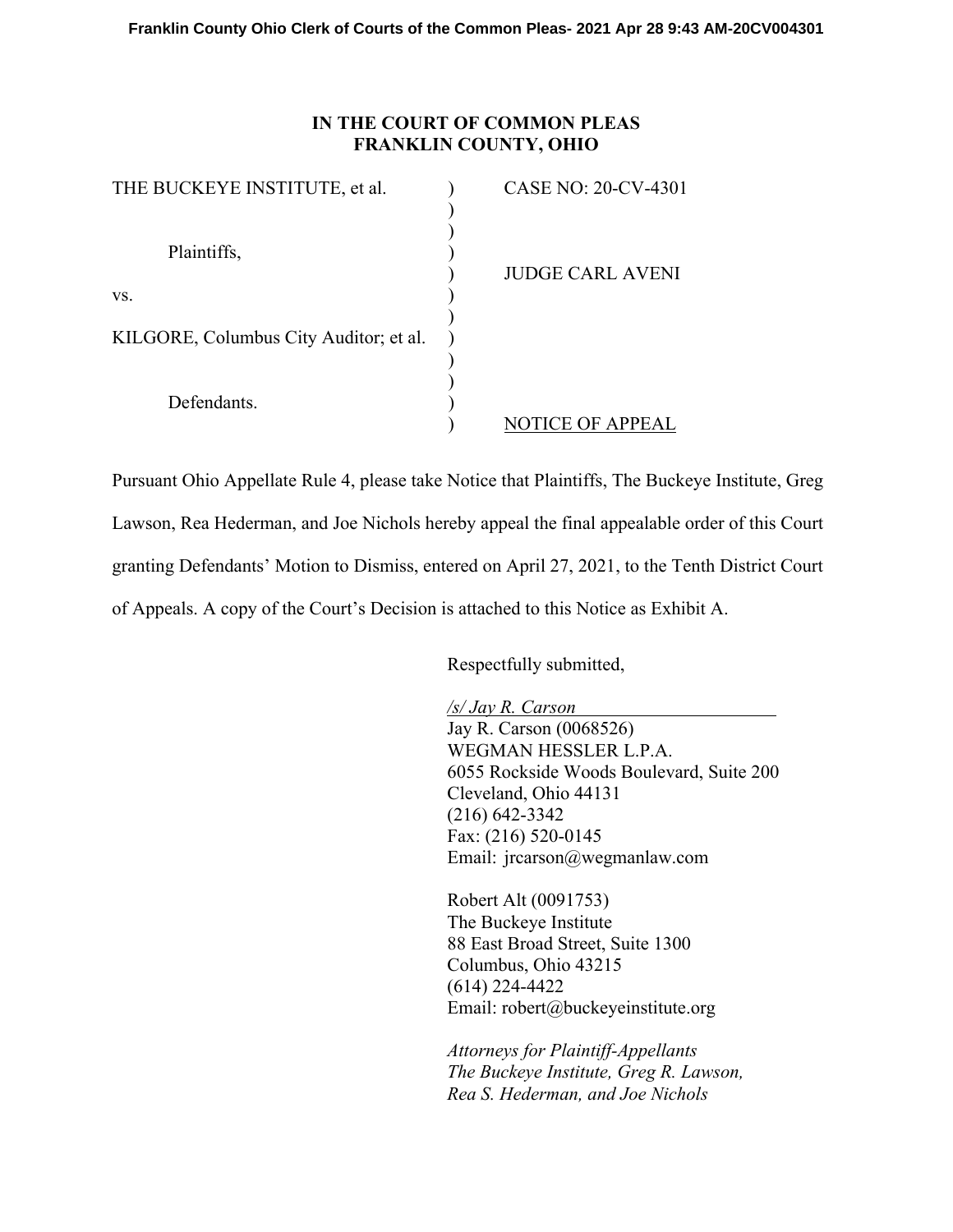Franklin County Ohio Clerk of Courts of the Common Pleas- 2021 Apr 28 9:43 AM-20CV004301

**IN THE COURT OF COMMON PLEAS**
**FRANKLIN COUNTY, OHIO**

| | | |
|---|---|---|
| THE BUCKEYE INSTITUTE, et al. | ) | CASE NO: 20-CV-4301 |
| | ) | |
| Plaintiffs, | ) | |
| | ) | JUDGE CARL AVENI |
| vs. | ) | |
| | ) | |
| KILGORE, Columbus City Auditor; et al. | ) | |
| | ) | |
| Defendants. | ) | |
| | ) | NOTICE OF APPEAL |

Pursuant Ohio Appellate Rule 4, please take Notice that Plaintiffs, The Buckeye Institute, Greg Lawson, Rea Hederman, and Joe Nichols hereby appeal the final appealable order of this Court granting Defendants' Motion to Dismiss, entered on April 27, 2021, to the Tenth District Court of Appeals. A copy of the Court's Decision is attached to this Notice as Exhibit A.

Respectfully submitted,

*/s/ Jay R. Carson*
Jay R. Carson (0068526)
WEGMAN HESSLER L.P.A.
6055 Rockside Woods Boulevard, Suite 200
Cleveland, Ohio 44131
(216) 642-3342
Fax: (216) 520-0145
Email: jrcarson@wegmanlaw.com

Robert Alt (0091753)
The Buckeye Institute
88 East Broad Street, Suite 1300
Columbus, Ohio 43215
(614) 224-4422
Email: robert@buckeyeinstitute.org

*Attorneys for Plaintiff-Appellants*
*The Buckeye Institute, Greg R. Lawson,*
*Rea S. Hederman, and Joe Nichols*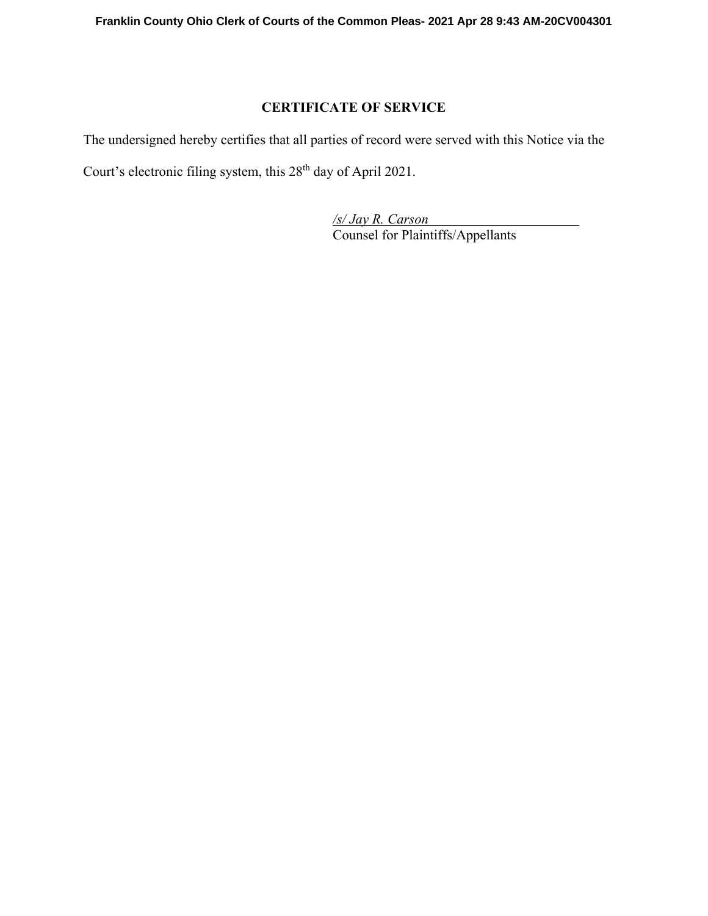## CERTIFICATE OF SERVICE

The undersigned hereby certifies that all parties of record were served with this Notice via the Court's electronic filing system, this 28th day of April 2021.

*/s/ Jay R. Carson*
Counsel for Plaintiffs/Appellants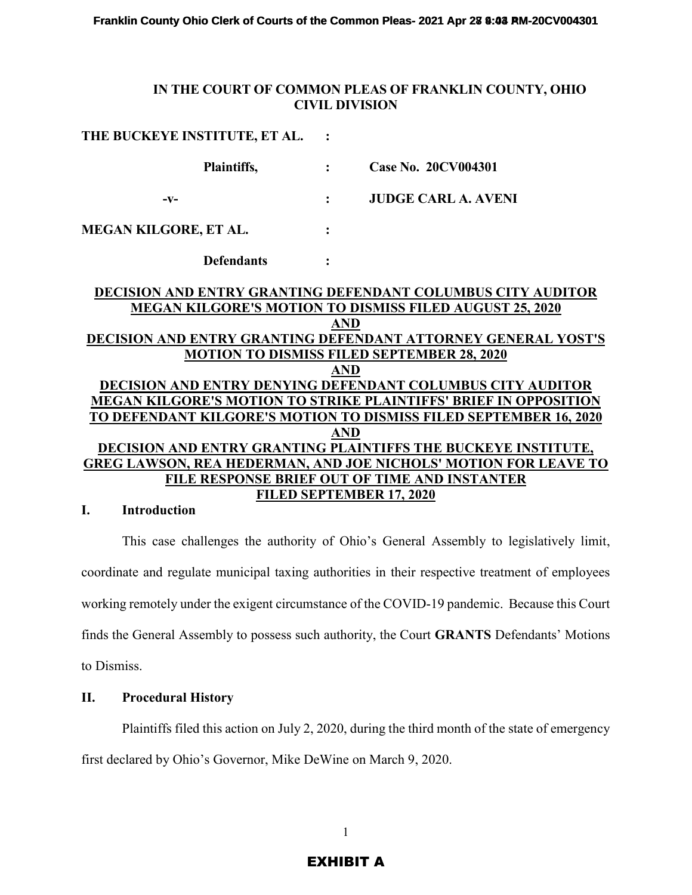IN THE COURT OF COMMON PLEAS OF FRANKLIN COUNTY, OHIO
CIVIL DIVISION

| | | |
|---|---|---|
| **THE BUCKEYE INSTITUTE, ET AL.** | : | |
| **Plaintiffs,** | : | **Case No. 20CV004301** |
| **-v-** | : | **JUDGE CARL A. AVENI** |
| **MEGAN KILGORE, ET AL.** | : | |
| **Defendants** | : | |

**DECISION AND ENTRY GRANTING DEFENDANT COLUMBUS CITY AUDITOR MEGAN KILGORE'S MOTION TO DISMISS FILED AUGUST 25, 2020**
**AND**
**DECISION AND ENTRY GRANTING DEFENDANT ATTORNEY GENERAL YOST'S MOTION TO DISMISS FILED SEPTEMBER 28, 2020**
**AND**
**DECISION AND ENTRY DENYING DEFENDANT COLUMBUS CITY AUDITOR MEGAN KILGORE'S MOTION TO STRIKE PLAINTIFFS' BRIEF IN OPPOSITION TO DEFENDANT KILGORE'S MOTION TO DISMISS FILED SEPTEMBER 16, 2020**
**AND**
**DECISION AND ENTRY GRANTING PLAINTIFFS THE BUCKEYE INSTITUTE, GREG LAWSON, REA HEDERMAN, AND JOE NICHOLS' MOTION FOR LEAVE TO FILE RESPONSE BRIEF OUT OF TIME AND INSTANTER FILED SEPTEMBER 17, 2020**

## I. Introduction

This case challenges the authority of Ohio's General Assembly to legislatively limit, coordinate and regulate municipal taxing authorities in their respective treatment of employees working remotely under the exigent circumstance of the COVID-19 pandemic. Because this Court finds the General Assembly to possess such authority, the Court **GRANTS** Defendants' Motions to Dismiss.

## II. Procedural History

Plaintiffs filed this action on July 2, 2020, during the third month of the state of emergency first declared by Ohio's Governor, Mike DeWine on March 9, 2020.

EXHIBIT A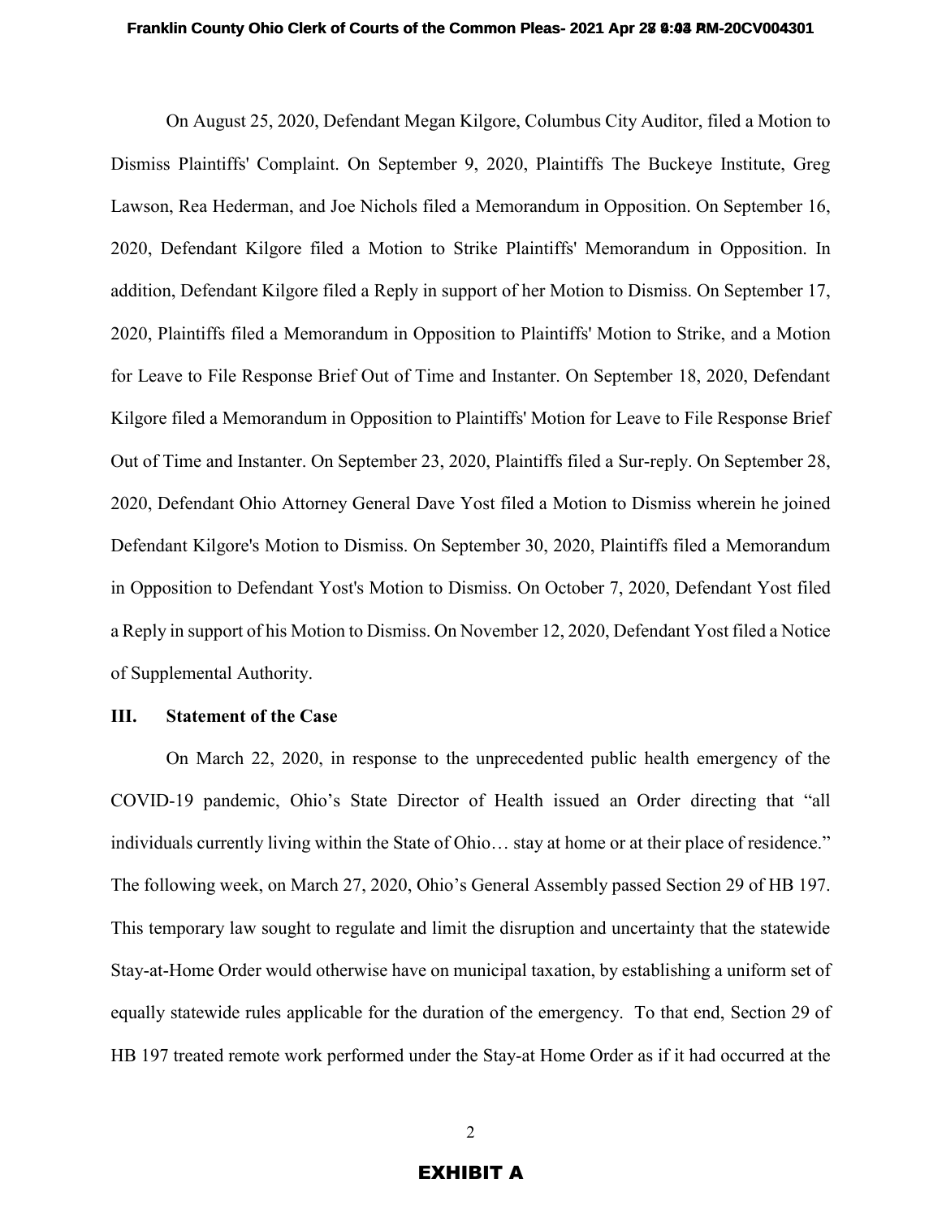On August 25, 2020, Defendant Megan Kilgore, Columbus City Auditor, filed a Motion to Dismiss Plaintiffs' Complaint. On September 9, 2020, Plaintiffs The Buckeye Institute, Greg Lawson, Rea Hederman, and Joe Nichols filed a Memorandum in Opposition. On September 16, 2020, Defendant Kilgore filed a Motion to Strike Plaintiffs' Memorandum in Opposition. In addition, Defendant Kilgore filed a Reply in support of her Motion to Dismiss. On September 17, 2020, Plaintiffs filed a Memorandum in Opposition to Plaintiffs' Motion to Strike, and a Motion for Leave to File Response Brief Out of Time and Instanter. On September 18, 2020, Defendant Kilgore filed a Memorandum in Opposition to Plaintiffs' Motion for Leave to File Response Brief Out of Time and Instanter. On September 23, 2020, Plaintiffs filed a Sur-reply. On September 28, 2020, Defendant Ohio Attorney General Dave Yost filed a Motion to Dismiss wherein he joined Defendant Kilgore's Motion to Dismiss. On September 30, 2020, Plaintiffs filed a Memorandum in Opposition to Defendant Yost's Motion to Dismiss. On October 7, 2020, Defendant Yost filed a Reply in support of his Motion to Dismiss. On November 12, 2020, Defendant Yost filed a Notice of Supplemental Authority.

## III. Statement of the Case

On March 22, 2020, in response to the unprecedented public health emergency of the COVID-19 pandemic, Ohio's State Director of Health issued an Order directing that "all individuals currently living within the State of Ohio… stay at home or at their place of residence." The following week, on March 27, 2020, Ohio's General Assembly passed Section 29 of HB 197. This temporary law sought to regulate and limit the disruption and uncertainty that the statewide Stay-at-Home Order would otherwise have on municipal taxation, by establishing a uniform set of equally statewide rules applicable for the duration of the emergency. To that end, Section 29 of HB 197 treated remote work performed under the Stay-at Home Order as if it had occurred at the

**EXHIBIT A**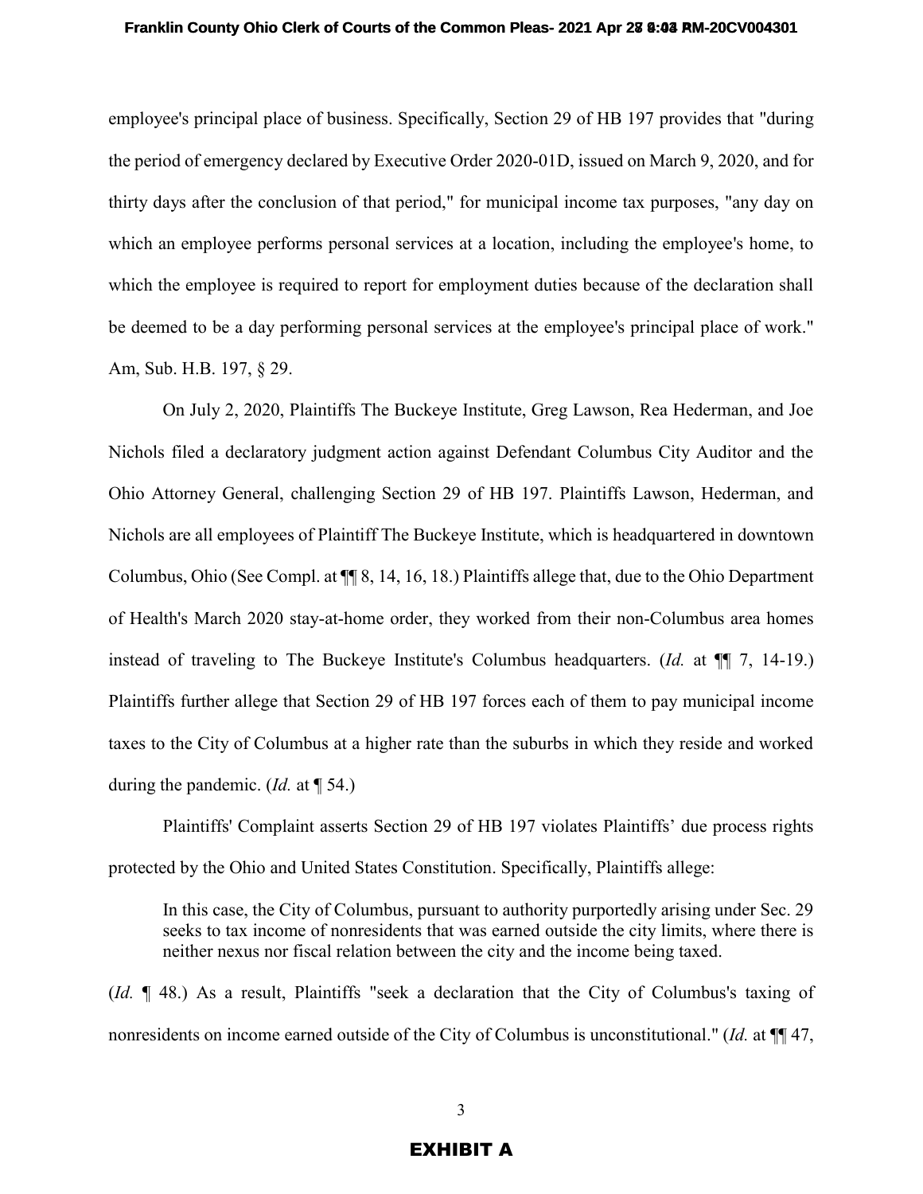employee's principal place of business. Specifically, Section 29 of HB 197 provides that "during the period of emergency declared by Executive Order 2020-01D, issued on March 9, 2020, and for thirty days after the conclusion of that period," for municipal income tax purposes, "any day on which an employee performs personal services at a location, including the employee's home, to which the employee is required to report for employment duties because of the declaration shall be deemed to be a day performing personal services at the employee's principal place of work." Am, Sub. H.B. 197, § 29.

On July 2, 2020, Plaintiffs The Buckeye Institute, Greg Lawson, Rea Hederman, and Joe Nichols filed a declaratory judgment action against Defendant Columbus City Auditor and the Ohio Attorney General, challenging Section 29 of HB 197. Plaintiffs Lawson, Hederman, and Nichols are all employees of Plaintiff The Buckeye Institute, which is headquartered in downtown Columbus, Ohio (See Compl. at ¶¶ 8, 14, 16, 18.) Plaintiffs allege that, due to the Ohio Department of Health's March 2020 stay-at-home order, they worked from their non-Columbus area homes instead of traveling to The Buckeye Institute's Columbus headquarters. (*Id.* at ¶¶ 7, 14-19.) Plaintiffs further allege that Section 29 of HB 197 forces each of them to pay municipal income taxes to the City of Columbus at a higher rate than the suburbs in which they reside and worked during the pandemic. (*Id.* at ¶ 54.)

Plaintiffs' Complaint asserts Section 29 of HB 197 violates Plaintiffs' due process rights protected by the Ohio and United States Constitution. Specifically, Plaintiffs allege:

> In this case, the City of Columbus, pursuant to authority purportedly arising under Sec. 29 seeks to tax income of nonresidents that was earned outside the city limits, where there is neither nexus nor fiscal relation between the city and the income being taxed.

(*Id.* ¶ 48.) As a result, Plaintiffs "seek a declaration that the City of Columbus's taxing of nonresidents on income earned outside of the City of Columbus is unconstitutional." (*Id.* at ¶¶ 47,

**EXHIBIT A**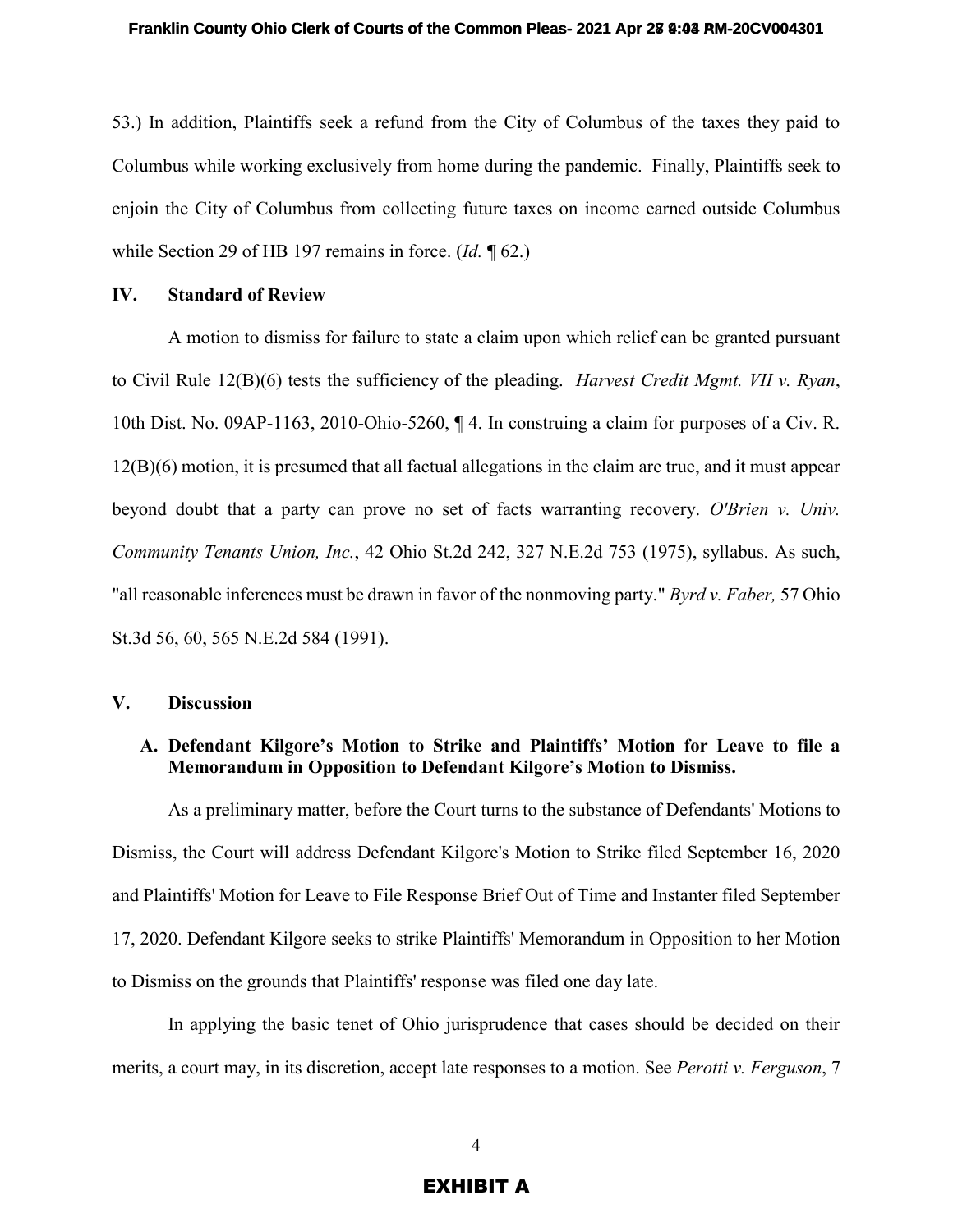53.) In addition, Plaintiffs seek a refund from the City of Columbus of the taxes they paid to Columbus while working exclusively from home during the pandemic. Finally, Plaintiffs seek to enjoin the City of Columbus from collecting future taxes on income earned outside Columbus while Section 29 of HB 197 remains in force. (*Id.* ¶ 62.)

## IV. Standard of Review

A motion to dismiss for failure to state a claim upon which relief can be granted pursuant to Civil Rule 12(B)(6) tests the sufficiency of the pleading. *Harvest Credit Mgmt. VII v. Ryan*, 10th Dist. No. 09AP-1163, 2010-Ohio-5260, ¶ 4. In construing a claim for purposes of a Civ. R. 12(B)(6) motion, it is presumed that all factual allegations in the claim are true, and it must appear beyond doubt that a party can prove no set of facts warranting recovery. *O'Brien v. Univ. Community Tenants Union, Inc.*, 42 Ohio St.2d 242, 327 N.E.2d 753 (1975), syllabus. As such, "all reasonable inferences must be drawn in favor of the nonmoving party." *Byrd v. Faber,* 57 Ohio St.3d 56, 60, 565 N.E.2d 584 (1991).

## V. Discussion

### A. Defendant Kilgore's Motion to Strike and Plaintiffs' Motion for Leave to file a Memorandum in Opposition to Defendant Kilgore's Motion to Dismiss.

As a preliminary matter, before the Court turns to the substance of Defendants' Motions to Dismiss, the Court will address Defendant Kilgore's Motion to Strike filed September 16, 2020 and Plaintiffs' Motion for Leave to File Response Brief Out of Time and Instanter filed September 17, 2020. Defendant Kilgore seeks to strike Plaintiffs' Memorandum in Opposition to her Motion to Dismiss on the grounds that Plaintiffs' response was filed one day late.

In applying the basic tenet of Ohio jurisprudence that cases should be decided on their merits, a court may, in its discretion, accept late responses to a motion. See *Perotti v. Ferguson*, 7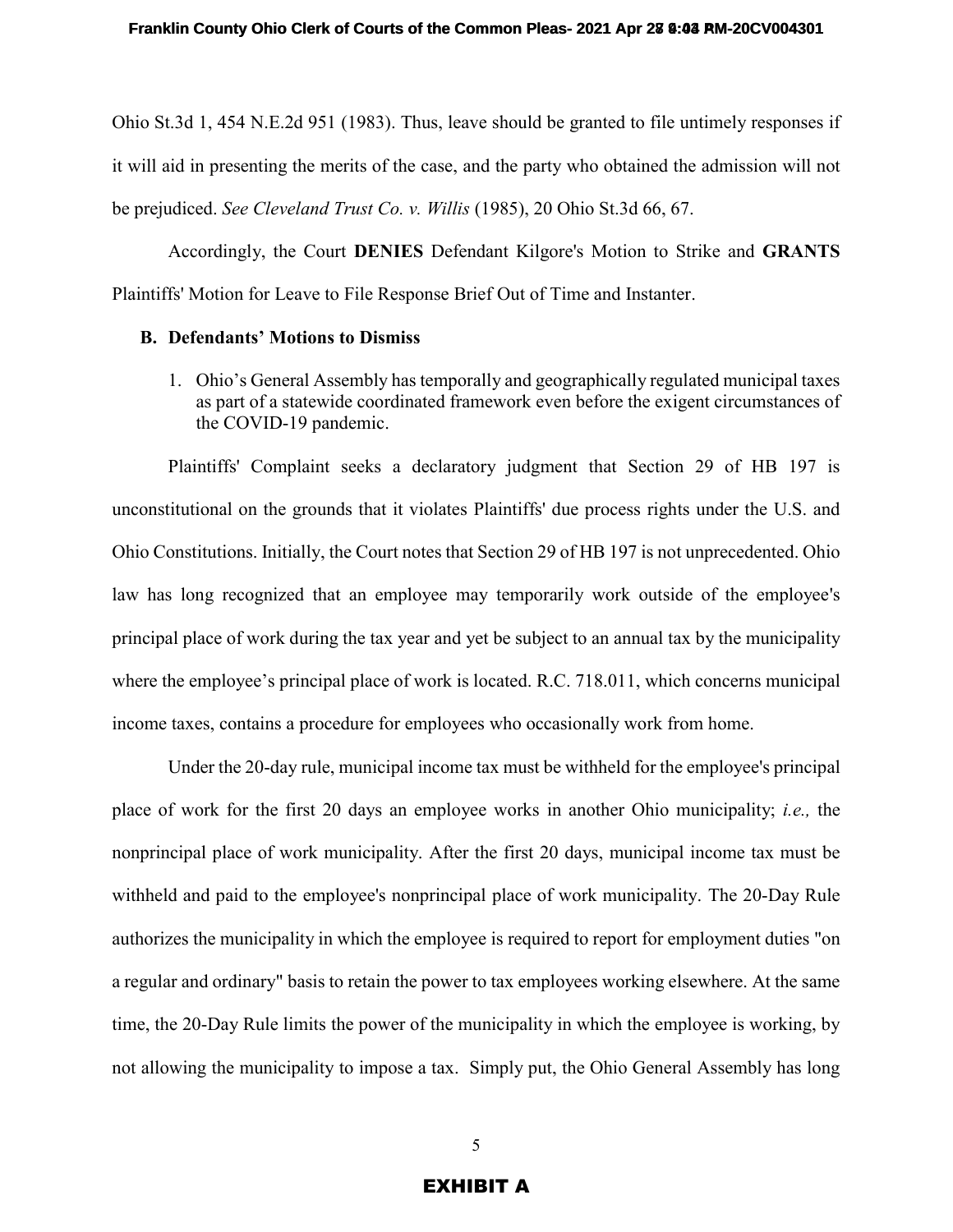Ohio St.3d 1, 454 N.E.2d 951 (1983). Thus, leave should be granted to file untimely responses if it will aid in presenting the merits of the case, and the party who obtained the admission will not be prejudiced. *See Cleveland Trust Co. v. Willis* (1985), 20 Ohio St.3d 66, 67.

Accordingly, the Court **DENIES** Defendant Kilgore's Motion to Strike and **GRANTS** Plaintiffs' Motion for Leave to File Response Brief Out of Time and Instanter.

**B. Defendants' Motions to Dismiss**

1. Ohio's General Assembly has temporally and geographically regulated municipal taxes as part of a statewide coordinated framework even before the exigent circumstances of the COVID-19 pandemic.

Plaintiffs' Complaint seeks a declaratory judgment that Section 29 of HB 197 is unconstitutional on the grounds that it violates Plaintiffs' due process rights under the U.S. and Ohio Constitutions. Initially, the Court notes that Section 29 of HB 197 is not unprecedented. Ohio law has long recognized that an employee may temporarily work outside of the employee's principal place of work during the tax year and yet be subject to an annual tax by the municipality where the employee's principal place of work is located. R.C. 718.011, which concerns municipal income taxes, contains a procedure for employees who occasionally work from home.

Under the 20-day rule, municipal income tax must be withheld for the employee's principal place of work for the first 20 days an employee works in another Ohio municipality; *i.e.,* the nonprincipal place of work municipality. After the first 20 days, municipal income tax must be withheld and paid to the employee's nonprincipal place of work municipality. The 20-Day Rule authorizes the municipality in which the employee is required to report for employment duties "on a regular and ordinary" basis to retain the power to tax employees working elsewhere. At the same time, the 20-Day Rule limits the power of the municipality in which the employee is working, by not allowing the municipality to impose a tax. Simply put, the Ohio General Assembly has long

EXHIBIT A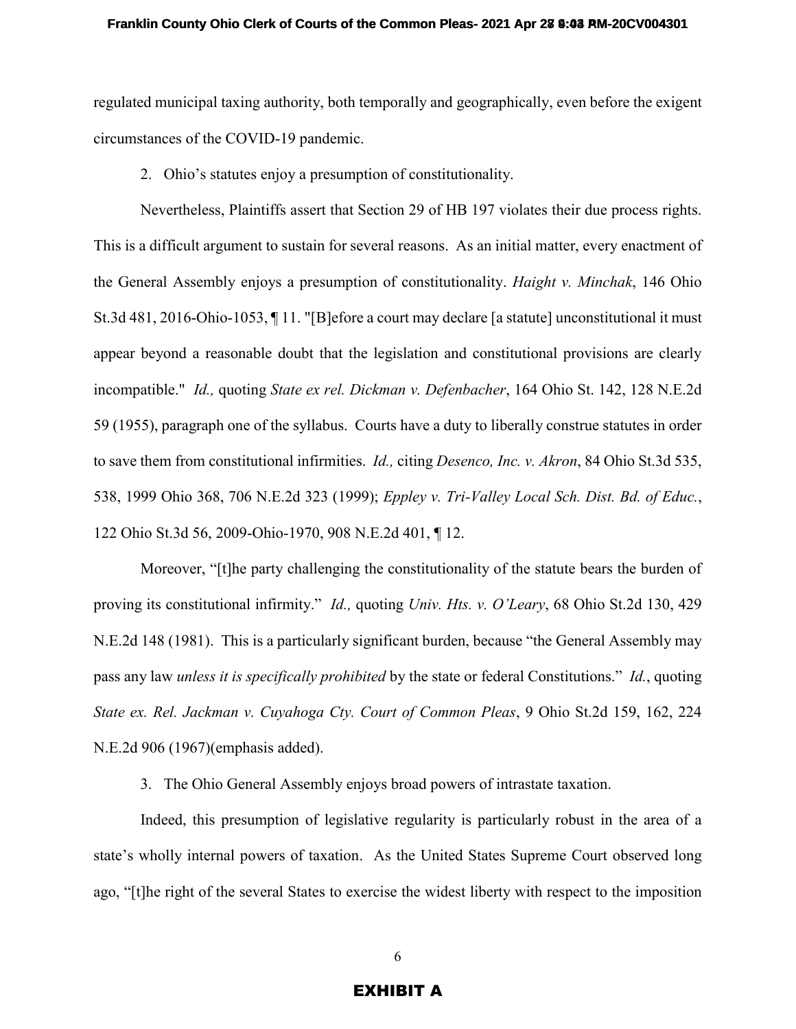regulated municipal taxing authority, both temporally and geographically, even before the exigent circumstances of the COVID-19 pandemic.

2. Ohio's statutes enjoy a presumption of constitutionality.

Nevertheless, Plaintiffs assert that Section 29 of HB 197 violates their due process rights. This is a difficult argument to sustain for several reasons. As an initial matter, every enactment of the General Assembly enjoys a presumption of constitutionality. *Haight v. Minchak*, 146 Ohio St.3d 481, 2016-Ohio-1053, ¶ 11. "[B]efore a court may declare [a statute] unconstitutional it must appear beyond a reasonable doubt that the legislation and constitutional provisions are clearly incompatible." *Id.,* quoting *State ex rel. Dickman v. Defenbacher*, 164 Ohio St. 142, 128 N.E.2d 59 (1955), paragraph one of the syllabus. Courts have a duty to liberally construe statutes in order to save them from constitutional infirmities. *Id.,* citing *Desenco, Inc. v. Akron*, 84 Ohio St.3d 535, 538, 1999 Ohio 368, 706 N.E.2d 323 (1999); *Eppley v. Tri-Valley Local Sch. Dist. Bd. of Educ.*, 122 Ohio St.3d 56, 2009-Ohio-1970, 908 N.E.2d 401, ¶ 12.

Moreover, "[t]he party challenging the constitutionality of the statute bears the burden of proving its constitutional infirmity." *Id.,* quoting *Univ. Hts. v. O'Leary*, 68 Ohio St.2d 130, 429 N.E.2d 148 (1981). This is a particularly significant burden, because "the General Assembly may pass any law *unless it is specifically prohibited* by the state or federal Constitutions." *Id.*, quoting *State ex. Rel. Jackman v. Cuyahoga Cty. Court of Common Pleas*, 9 Ohio St.2d 159, 162, 224 N.E.2d 906 (1967)(emphasis added).

3. The Ohio General Assembly enjoys broad powers of intrastate taxation.

Indeed, this presumption of legislative regularity is particularly robust in the area of a state's wholly internal powers of taxation. As the United States Supreme Court observed long ago, "[t]he right of the several States to exercise the widest liberty with respect to the imposition

EXHIBIT A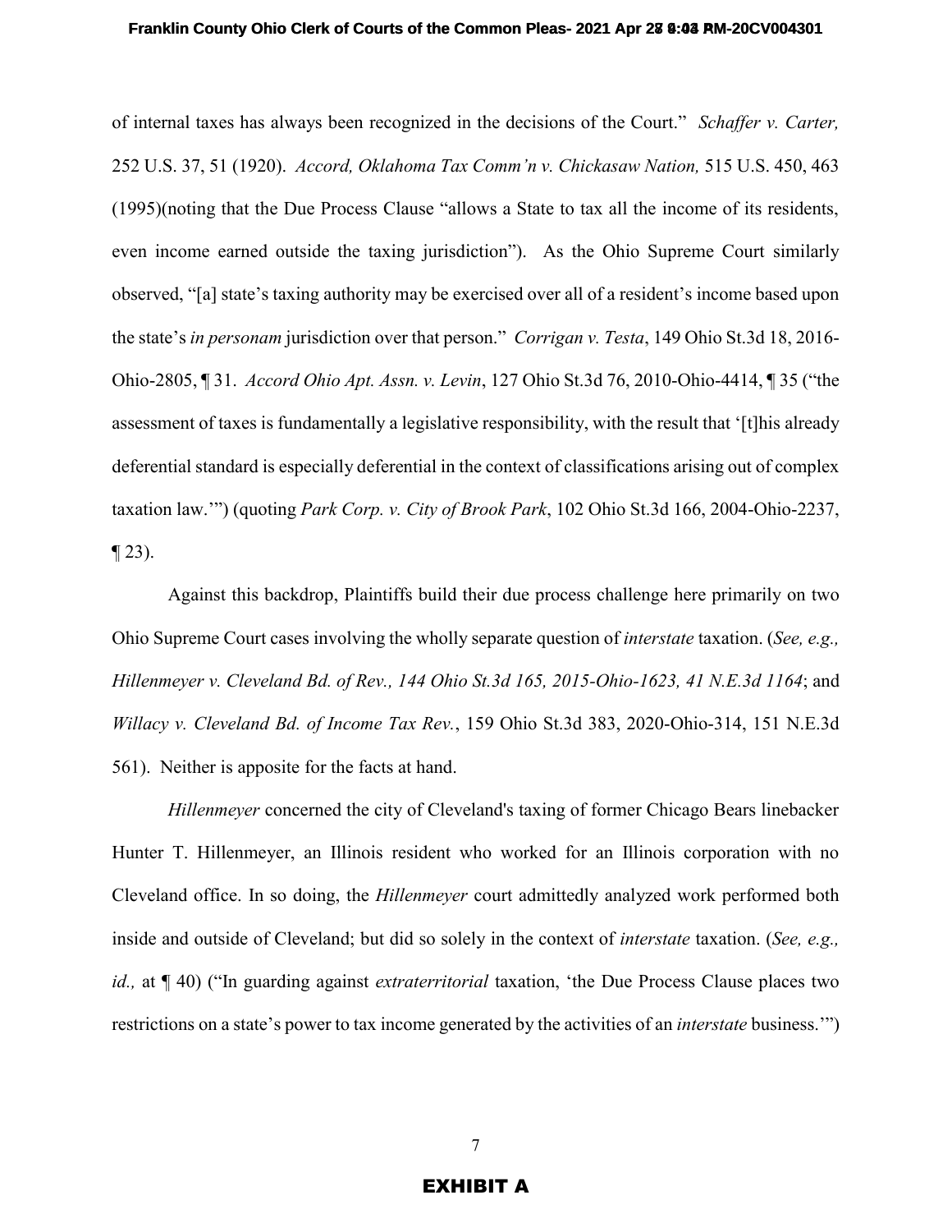of internal taxes has always been recognized in the decisions of the Court." *Schaffer v. Carter,* 252 U.S. 37, 51 (1920). *Accord, Oklahoma Tax Comm'n v. Chickasaw Nation,* 515 U.S. 450, 463 (1995)(noting that the Due Process Clause "allows a State to tax all the income of its residents, even income earned outside the taxing jurisdiction"). As the Ohio Supreme Court similarly observed, "[a] state's taxing authority may be exercised over all of a resident's income based upon the state's *in personam* jurisdiction over that person." *Corrigan v. Testa*, 149 Ohio St.3d 18, 2016-Ohio-2805, ¶ 31. *Accord Ohio Apt. Assn. v. Levin*, 127 Ohio St.3d 76, 2010-Ohio-4414, ¶ 35 ("the assessment of taxes is fundamentally a legislative responsibility, with the result that '[t]his already deferential standard is especially deferential in the context of classifications arising out of complex taxation law.'") (quoting *Park Corp. v. City of Brook Park*, 102 Ohio St.3d 166, 2004-Ohio-2237, ¶ 23).

Against this backdrop, Plaintiffs build their due process challenge here primarily on two Ohio Supreme Court cases involving the wholly separate question of *interstate* taxation. (*See, e.g., Hillenmeyer v. Cleveland Bd. of Rev., 144 Ohio St.3d 165, 2015-Ohio-1623, 41 N.E.3d 1164*; and *Willacy v. Cleveland Bd. of Income Tax Rev.*, 159 Ohio St.3d 383, 2020-Ohio-314, 151 N.E.3d 561). Neither is apposite for the facts at hand.

*Hillenmeyer* concerned the city of Cleveland's taxing of former Chicago Bears linebacker Hunter T. Hillenmeyer, an Illinois resident who worked for an Illinois corporation with no Cleveland office. In so doing, the *Hillenmeyer* court admittedly analyzed work performed both inside and outside of Cleveland; but did so solely in the context of *interstate* taxation. (*See, e.g., id.,* at ¶ 40) ("In guarding against *extraterritorial* taxation, 'the Due Process Clause places two restrictions on a state's power to tax income generated by the activities of an *interstate* business.'")

EXHIBIT A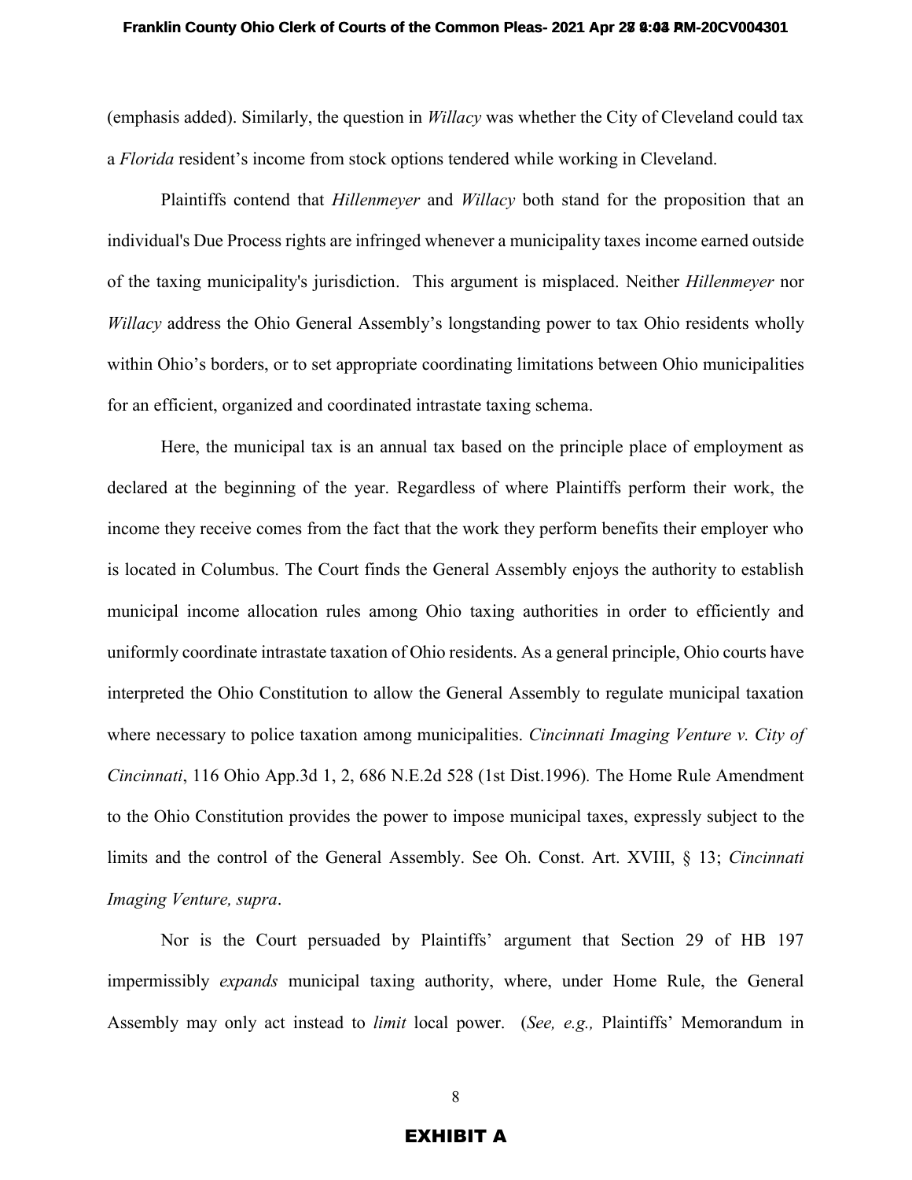(emphasis added). Similarly, the question in *Willacy* was whether the City of Cleveland could tax a *Florida* resident's income from stock options tendered while working in Cleveland.

Plaintiffs contend that *Hillenmeyer* and *Willacy* both stand for the proposition that an individual's Due Process rights are infringed whenever a municipality taxes income earned outside of the taxing municipality's jurisdiction. This argument is misplaced. Neither *Hillenmeyer* nor *Willacy* address the Ohio General Assembly's longstanding power to tax Ohio residents wholly within Ohio's borders, or to set appropriate coordinating limitations between Ohio municipalities for an efficient, organized and coordinated intrastate taxing schema.

Here, the municipal tax is an annual tax based on the principle place of employment as declared at the beginning of the year. Regardless of where Plaintiffs perform their work, the income they receive comes from the fact that the work they perform benefits their employer who is located in Columbus. The Court finds the General Assembly enjoys the authority to establish municipal income allocation rules among Ohio taxing authorities in order to efficiently and uniformly coordinate intrastate taxation of Ohio residents. As a general principle, Ohio courts have interpreted the Ohio Constitution to allow the General Assembly to regulate municipal taxation where necessary to police taxation among municipalities. *Cincinnati Imaging Venture v. City of Cincinnati*, 116 Ohio App.3d 1, 2, 686 N.E.2d 528 (1st Dist.1996). The Home Rule Amendment to the Ohio Constitution provides the power to impose municipal taxes, expressly subject to the limits and the control of the General Assembly. See Oh. Const. Art. XVIII, § 13; *Cincinnati Imaging Venture, supra*.

Nor is the Court persuaded by Plaintiffs' argument that Section 29 of HB 197 impermissibly *expands* municipal taxing authority, where, under Home Rule, the General Assembly may only act instead to *limit* local power. (*See, e.g.,* Plaintiffs' Memorandum in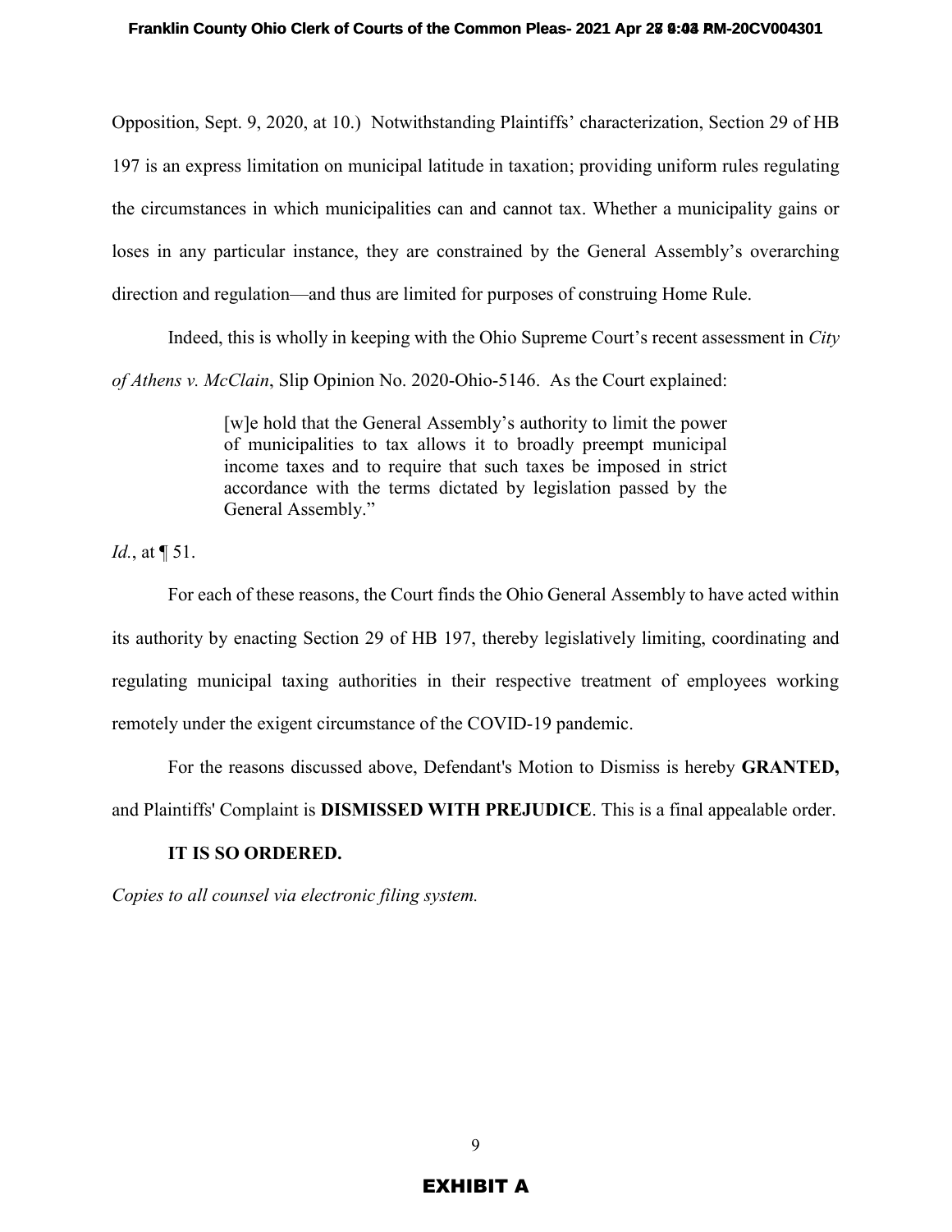Opposition, Sept. 9, 2020, at 10.) Notwithstanding Plaintiffs' characterization, Section 29 of HB 197 is an express limitation on municipal latitude in taxation; providing uniform rules regulating the circumstances in which municipalities can and cannot tax. Whether a municipality gains or loses in any particular instance, they are constrained by the General Assembly's overarching direction and regulation—and thus are limited for purposes of construing Home Rule.

Indeed, this is wholly in keeping with the Ohio Supreme Court's recent assessment in *City of Athens v. McClain*, Slip Opinion No. 2020-Ohio-5146. As the Court explained:

> [w]e hold that the General Assembly's authority to limit the power of municipalities to tax allows it to broadly preempt municipal income taxes and to require that such taxes be imposed in strict accordance with the terms dictated by legislation passed by the General Assembly."

*Id.*, at ¶ 51.

For each of these reasons, the Court finds the Ohio General Assembly to have acted within its authority by enacting Section 29 of HB 197, thereby legislatively limiting, coordinating and regulating municipal taxing authorities in their respective treatment of employees working remotely under the exigent circumstance of the COVID-19 pandemic.

For the reasons discussed above, Defendant's Motion to Dismiss is hereby **GRANTED,** and Plaintiffs' Complaint is **DISMISSED WITH PREJUDICE**. This is a final appealable order.

**IT IS SO ORDERED.**

*Copies to all counsel via electronic filing system.*

**EXHIBIT A**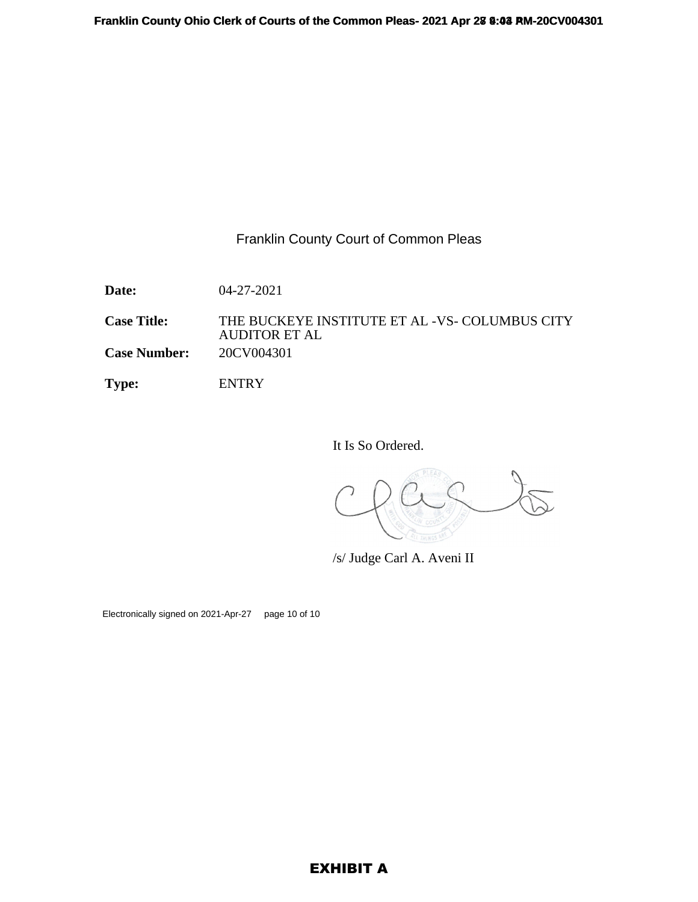Franklin County Court of Common Pleas

**Date:** 04-27-2021

**Case Title:** THE BUCKEYE INSTITUTE ET AL -VS- COLUMBUS CITY AUDITOR ET AL

**Case Number:** 20CV004301

**Type:** ENTRY

It Is So Ordered.

/s/ Judge Carl A. Aveni II

Electronically signed on 2021-Apr-27 page 10 of 10

**EXHIBIT A**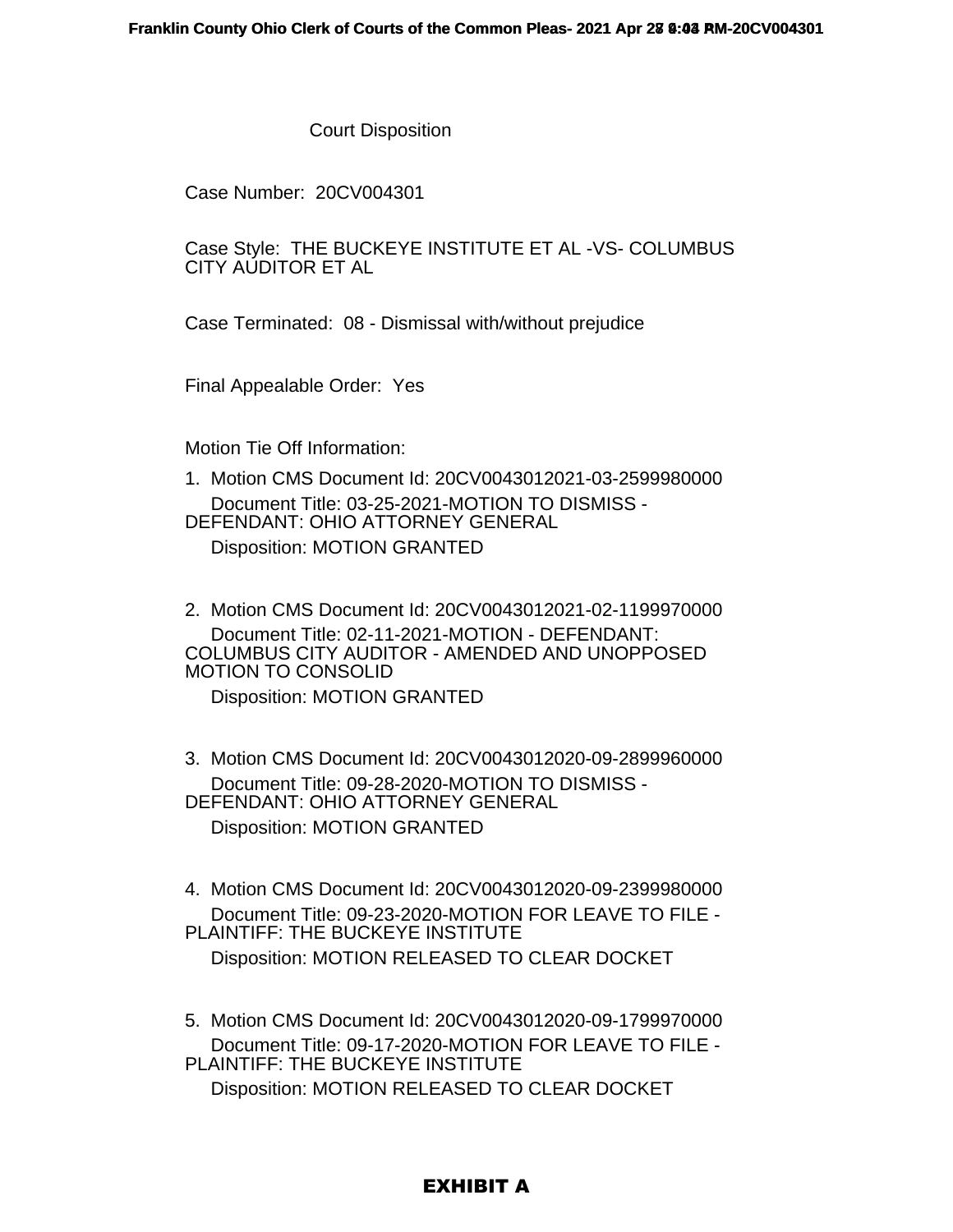# Court Disposition

Case Number: 20CV004301

Case Style: THE BUCKEYE INSTITUTE ET AL -VS- COLUMBUS CITY AUDITOR ET AL

Case Terminated: 08 - Dismissal with/without prejudice

Final Appealable Order: Yes

Motion Tie Off Information:

1. Motion CMS Document Id: 20CV0043012021-03-2599980000
   Document Title: 03-25-2021-MOTION TO DISMISS - DEFENDANT: OHIO ATTORNEY GENERAL
   Disposition: MOTION GRANTED

2. Motion CMS Document Id: 20CV0043012021-02-1199970000
   Document Title: 02-11-2021-MOTION - DEFENDANT: COLUMBUS CITY AUDITOR - AMENDED AND UNOPPOSED MOTION TO CONSOLID
   Disposition: MOTION GRANTED

3. Motion CMS Document Id: 20CV0043012020-09-2899960000
   Document Title: 09-28-2020-MOTION TO DISMISS - DEFENDANT: OHIO ATTORNEY GENERAL
   Disposition: MOTION GRANTED

4. Motion CMS Document Id: 20CV0043012020-09-2399980000
   Document Title: 09-23-2020-MOTION FOR LEAVE TO FILE - PLAINTIFF: THE BUCKEYE INSTITUTE
   Disposition: MOTION RELEASED TO CLEAR DOCKET

5. Motion CMS Document Id: 20CV0043012020-09-1799970000
   Document Title: 09-17-2020-MOTION FOR LEAVE TO FILE - PLAINTIFF: THE BUCKEYE INSTITUTE
   Disposition: MOTION RELEASED TO CLEAR DOCKET

**EXHIBIT A**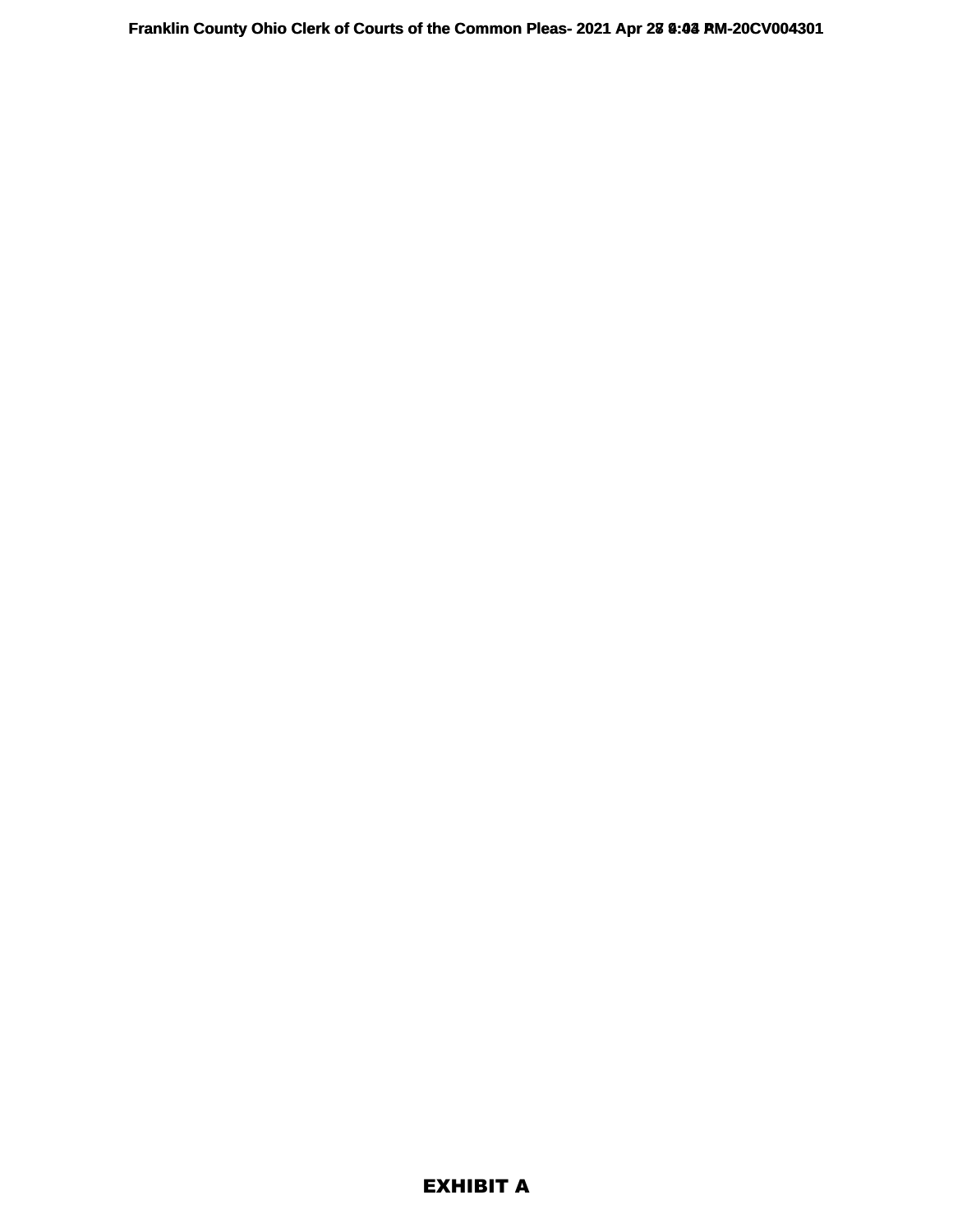**EXHIBIT A**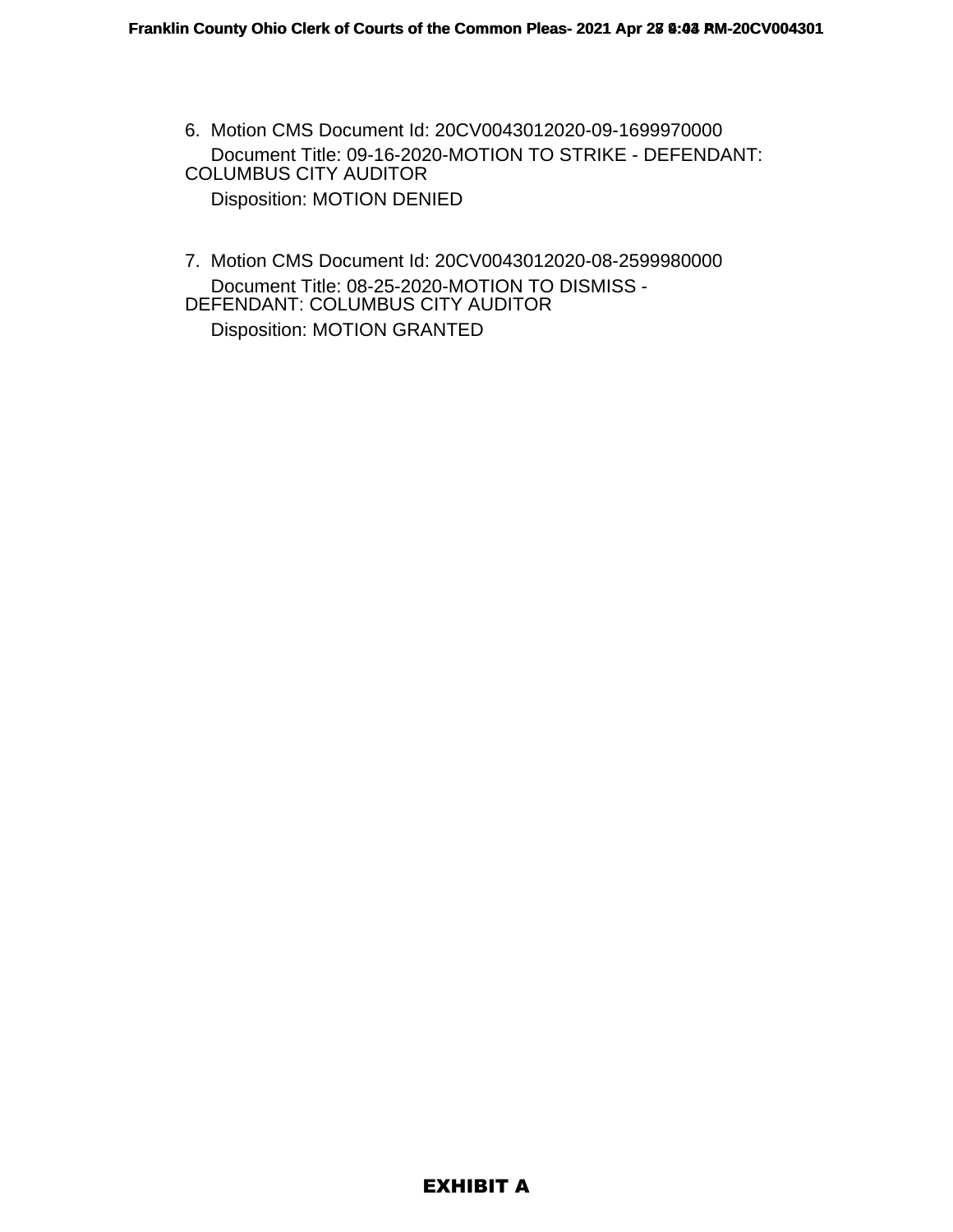6. Motion CMS Document Id: 20CV0043012020-09-1699970000

   Document Title: 09-16-2020-MOTION TO STRIKE - DEFENDANT: COLUMBUS CITY AUDITOR

   Disposition: MOTION DENIED

7. Motion CMS Document Id: 20CV0043012020-08-2599980000

   Document Title: 08-25-2020-MOTION TO DISMISS - DEFENDANT: COLUMBUS CITY AUDITOR

   Disposition: MOTION GRANTED

**EXHIBIT A**